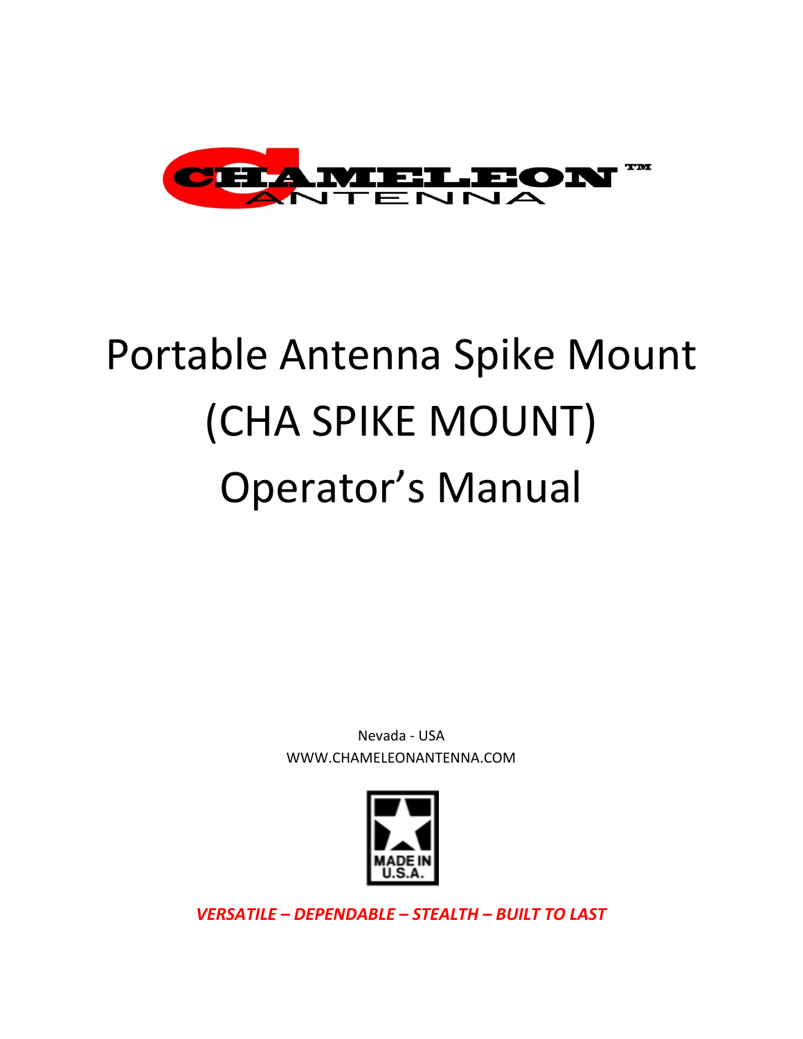CHAMELEON™ ANTENNA

# Portable Antenna Spike Mount (CHA SPIKE MOUNT) Operator's Manual

Nevada - USA

WWW.CHAMELEONANTENNA.COM

MADE IN U.S.A.

***VERSATILE – DEPENDABLE – STEALTH – BUILT TO LAST***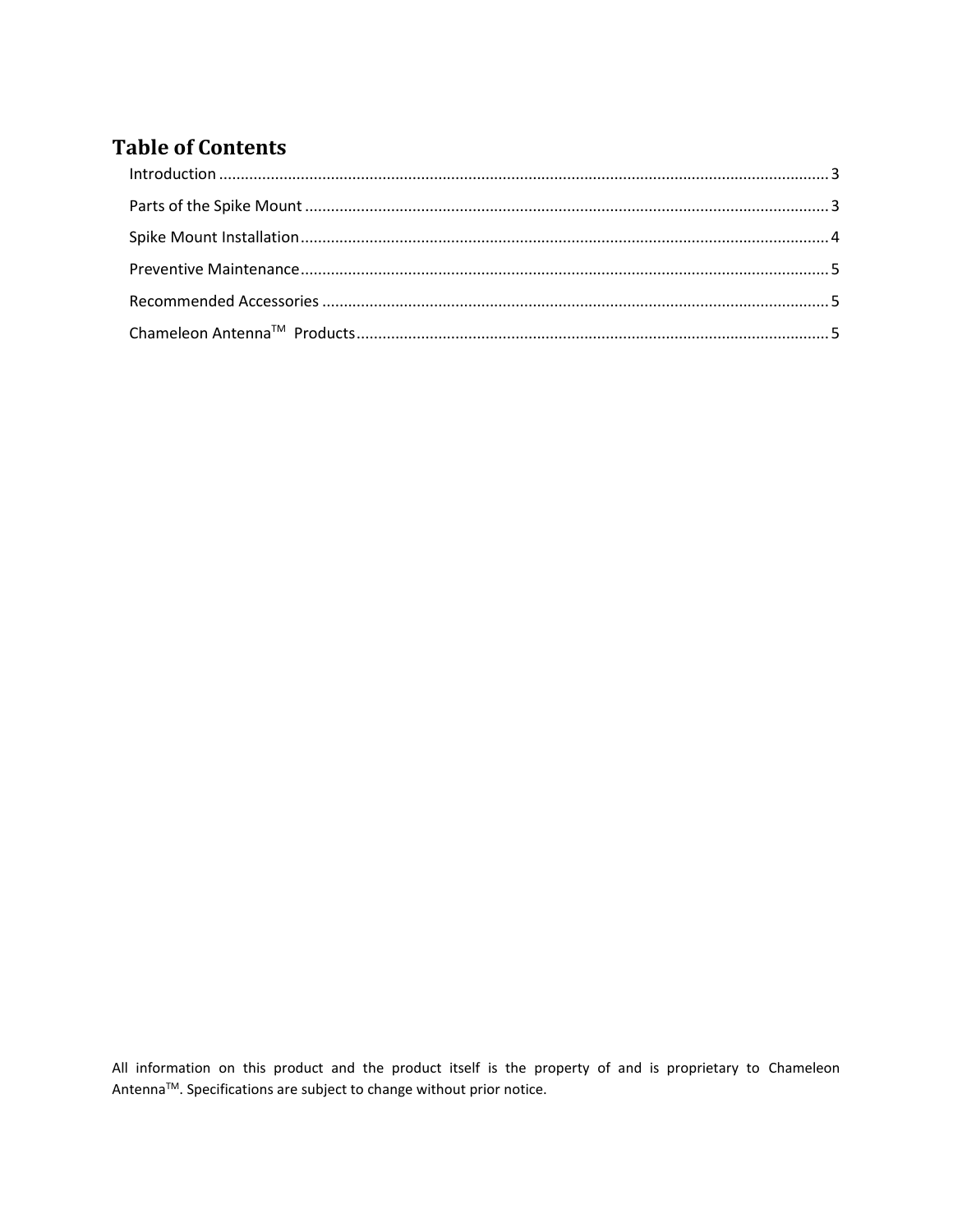# Table of Contents

Introduction ........................................................................................................................................ 3

Parts of the Spike Mount ..................................................................................................................... 3

Spike Mount Installation ...................................................................................................................... 4

Preventive Maintenance ...................................................................................................................... 5

Recommended Accessories ................................................................................................................. 5

Chameleon Antenna™ Products ............................................................................................................ 5

All information on this product and the product itself is the property of and is proprietary to Chameleon Antenna™. Specifications are subject to change without prior notice.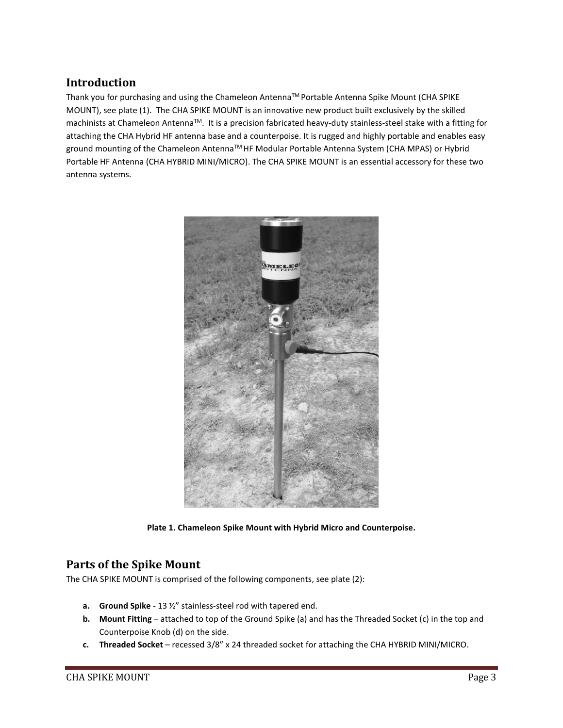## Introduction

Thank you for purchasing and using the Chameleon Antenna™ Portable Antenna Spike Mount (CHA SPIKE MOUNT), see plate (1). The CHA SPIKE MOUNT is an innovative new product built exclusively by the skilled machinists at Chameleon Antenna™. It is a precision fabricated heavy-duty stainless-steel stake with a fitting for attaching the CHA Hybrid HF antenna base and a counterpoise. It is rugged and highly portable and enables easy ground mounting of the Chameleon Antenna™ HF Modular Portable Antenna System (CHA MPAS) or Hybrid Portable HF Antenna (CHA HYBRID MINI/MICRO). The CHA SPIKE MOUNT is an essential accessory for these two antenna systems.

**Plate 1. Chameleon Spike Mount with Hybrid Micro and Counterpoise.**

## Parts of the Spike Mount

The CHA SPIKE MOUNT is comprised of the following components, see plate (2):

- **a. Ground Spike** - 13 ½" stainless-steel rod with tapered end.
- **b. Mount Fitting** – attached to top of the Ground Spike (a) and has the Threaded Socket (c) in the top and Counterpoise Knob (d) on the side.
- **c. Threaded Socket** – recessed 3/8" x 24 threaded socket for attaching the CHA HYBRID MINI/MICRO.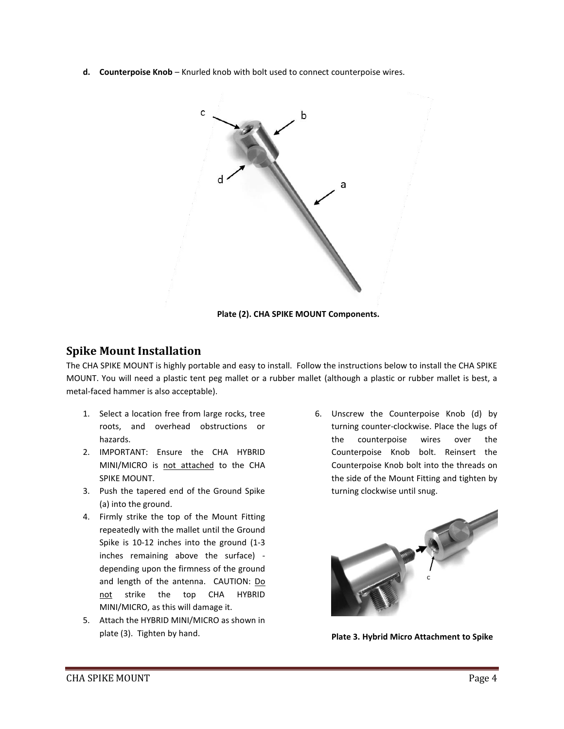**d. Counterpoise Knob** – Knurled knob with bolt used to connect counterpoise wires.

**Plate (2). CHA SPIKE MOUNT Components.**

## Spike Mount Installation

The CHA SPIKE MOUNT is highly portable and easy to install. Follow the instructions below to install the CHA SPIKE MOUNT. You will need a plastic tent peg mallet or a rubber mallet (although a plastic or rubber mallet is best, a metal-faced hammer is also acceptable).

1. Select a location free from large rocks, tree roots, and overhead obstructions or hazards.
2. IMPORTANT: Ensure the CHA HYBRID MINI/MICRO is not attached to the CHA SPIKE MOUNT.
3. Push the tapered end of the Ground Spike (a) into the ground.
4. Firmly strike the top of the Mount Fitting repeatedly with the mallet until the Ground Spike is 10-12 inches into the ground (1-3 inches remaining above the surface) - depending upon the firmness of the ground and length of the antenna. CAUTION: Do not strike the top CHA HYBRID MINI/MICRO, as this will damage it.
5. Attach the HYBRID MINI/MICRO as shown in plate (3). Tighten by hand.
6. Unscrew the Counterpoise Knob (d) by turning counter-clockwise. Place the lugs of the counterpoise wires over the Counterpoise Knob bolt. Reinsert the Counterpoise Knob bolt into the threads on the side of the Mount Fitting and tighten by turning clockwise until snug.

**Plate 3. Hybrid Micro Attachment to Spike**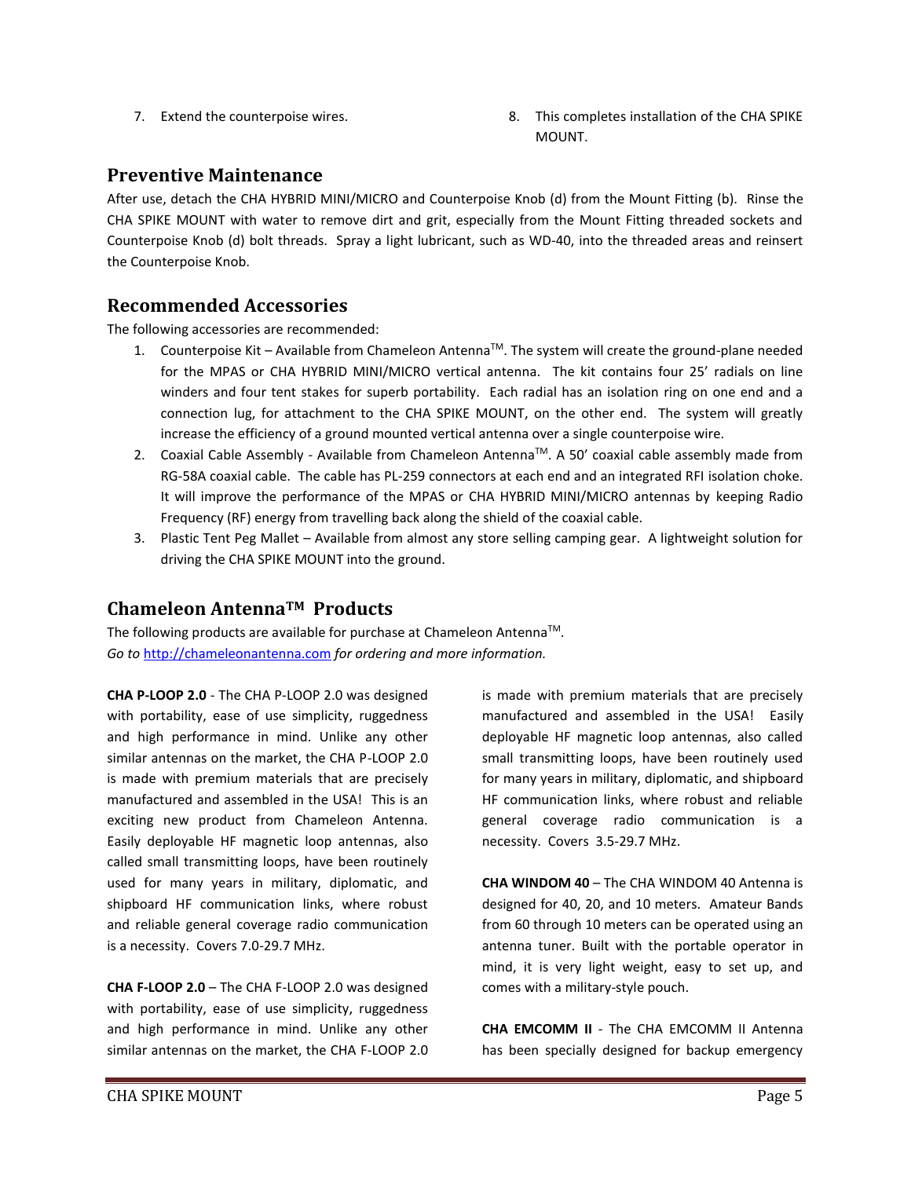7. Extend the counterpoise wires.
8. This completes installation of the CHA SPIKE MOUNT.

## Preventive Maintenance

After use, detach the CHA HYBRID MINI/MICRO and Counterpoise Knob (d) from the Mount Fitting (b). Rinse the CHA SPIKE MOUNT with water to remove dirt and grit, especially from the Mount Fitting threaded sockets and Counterpoise Knob (d) bolt threads. Spray a light lubricant, such as WD-40, into the threaded areas and reinsert the Counterpoise Knob.

## Recommended Accessories

The following accessories are recommended:

1. Counterpoise Kit – Available from Chameleon Antenna™. The system will create the ground-plane needed for the MPAS or CHA HYBRID MINI/MICRO vertical antenna. The kit contains four 25' radials on line winders and four tent stakes for superb portability. Each radial has an isolation ring on one end and a connection lug, for attachment to the CHA SPIKE MOUNT, on the other end. The system will greatly increase the efficiency of a ground mounted vertical antenna over a single counterpoise wire.
2. Coaxial Cable Assembly - Available from Chameleon Antenna™. A 50' coaxial cable assembly made from RG-58A coaxial cable. The cable has PL-259 connectors at each end and an integrated RFI isolation choke. It will improve the performance of the MPAS or CHA HYBRID MINI/MICRO antennas by keeping Radio Frequency (RF) energy from travelling back along the shield of the coaxial cable.
3. Plastic Tent Peg Mallet – Available from almost any store selling camping gear. A lightweight solution for driving the CHA SPIKE MOUNT into the ground.

## Chameleon Antenna™ Products

The following products are available for purchase at Chameleon Antenna™.
*Go to* http://chameleonantenna.com *for ordering and more information.*

**CHA P-LOOP 2.0** - The CHA P-LOOP 2.0 was designed with portability, ease of use simplicity, ruggedness and high performance in mind. Unlike any other similar antennas on the market, the CHA P-LOOP 2.0 is made with premium materials that are precisely manufactured and assembled in the USA! This is an exciting new product from Chameleon Antenna. Easily deployable HF magnetic loop antennas, also called small transmitting loops, have been routinely used for many years in military, diplomatic, and shipboard HF communication links, where robust and reliable general coverage radio communication is a necessity. Covers 7.0-29.7 MHz.

**CHA F-LOOP 2.0** – The CHA F-LOOP 2.0 was designed with portability, ease of use simplicity, ruggedness and high performance in mind. Unlike any other similar antennas on the market, the CHA F-LOOP 2.0 is made with premium materials that are precisely manufactured and assembled in the USA! Easily deployable HF magnetic loop antennas, also called small transmitting loops, have been routinely used for many years in military, diplomatic, and shipboard HF communication links, where robust and reliable general coverage radio communication is a necessity. Covers 3.5-29.7 MHz.

**CHA WINDOM 40** – The CHA WINDOM 40 Antenna is designed for 40, 20, and 10 meters. Amateur Bands from 60 through 10 meters can be operated using an antenna tuner. Built with the portable operator in mind, it is very light weight, easy to set up, and comes with a military-style pouch.

**CHA EMCOMM II** - The CHA EMCOMM II Antenna has been specially designed for backup emergency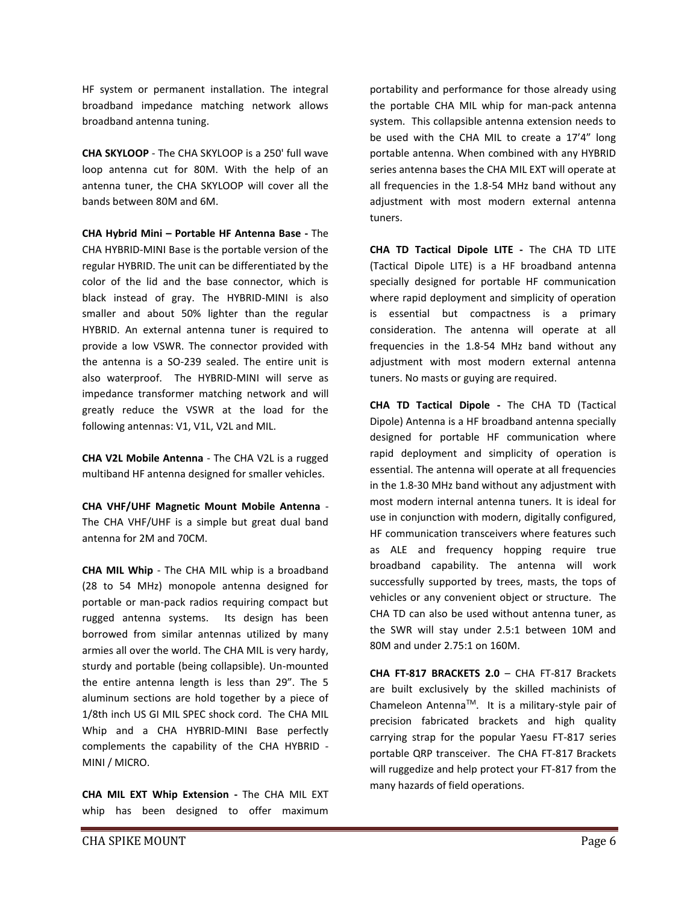HF system or permanent installation. The integral broadband impedance matching network allows broadband antenna tuning.

**CHA SKYLOOP** - The CHA SKYLOOP is a 250' full wave loop antenna cut for 80M. With the help of an antenna tuner, the CHA SKYLOOP will cover all the bands between 80M and 6M.

**CHA Hybrid Mini – Portable HF Antenna Base -** The CHA HYBRID-MINI Base is the portable version of the regular HYBRID. The unit can be differentiated by the color of the lid and the base connector, which is black instead of gray. The HYBRID-MINI is also smaller and about 50% lighter than the regular HYBRID. An external antenna tuner is required to provide a low VSWR. The connector provided with the antenna is a SO-239 sealed. The entire unit is also waterproof. The HYBRID-MINI will serve as impedance transformer matching network and will greatly reduce the VSWR at the load for the following antennas: V1, V1L, V2L and MIL.

**CHA V2L Mobile Antenna** - The CHA V2L is a rugged multiband HF antenna designed for smaller vehicles.

**CHA VHF/UHF Magnetic Mount Mobile Antenna** - The CHA VHF/UHF is a simple but great dual band antenna for 2M and 70CM.

**CHA MIL Whip** - The CHA MIL whip is a broadband (28 to 54 MHz) monopole antenna designed for portable or man-pack radios requiring compact but rugged antenna systems. Its design has been borrowed from similar antennas utilized by many armies all over the world. The CHA MIL is very hardy, sturdy and portable (being collapsible). Un-mounted the entire antenna length is less than 29". The 5 aluminum sections are hold together by a piece of 1/8th inch US GI MIL SPEC shock cord. The CHA MIL Whip and a CHA HYBRID-MINI Base perfectly complements the capability of the CHA HYBRID - MINI / MICRO.

**CHA MIL EXT Whip Extension -** The CHA MIL EXT whip has been designed to offer maximum portability and performance for those already using the portable CHA MIL whip for man-pack antenna system. This collapsible antenna extension needs to be used with the CHA MIL to create a 17'4" long portable antenna. When combined with any HYBRID series antenna bases the CHA MIL EXT will operate at all frequencies in the 1.8-54 MHz band without any adjustment with most modern external antenna tuners.

**CHA TD Tactical Dipole LITE -** The CHA TD LITE (Tactical Dipole LITE) is a HF broadband antenna specially designed for portable HF communication where rapid deployment and simplicity of operation is essential but compactness is a primary consideration. The antenna will operate at all frequencies in the 1.8-54 MHz band without any adjustment with most modern external antenna tuners. No masts or guying are required.

**CHA TD Tactical Dipole -** The CHA TD (Tactical Dipole) Antenna is a HF broadband antenna specially designed for portable HF communication where rapid deployment and simplicity of operation is essential. The antenna will operate at all frequencies in the 1.8-30 MHz band without any adjustment with most modern internal antenna tuners. It is ideal for use in conjunction with modern, digitally configured, HF communication transceivers where features such as ALE and frequency hopping require true broadband capability. The antenna will work successfully supported by trees, masts, the tops of vehicles or any convenient object or structure. The CHA TD can also be used without antenna tuner, as the SWR will stay under 2.5:1 between 10M and 80M and under 2.75:1 on 160M.

**CHA FT-817 BRACKETS 2.0** – CHA FT-817 Brackets are built exclusively by the skilled machinists of Chameleon Antenna™. It is a military-style pair of precision fabricated brackets and high quality carrying strap for the popular Yaesu FT-817 series portable QRP transceiver. The CHA FT-817 Brackets will ruggedize and help protect your FT-817 from the many hazards of field operations.